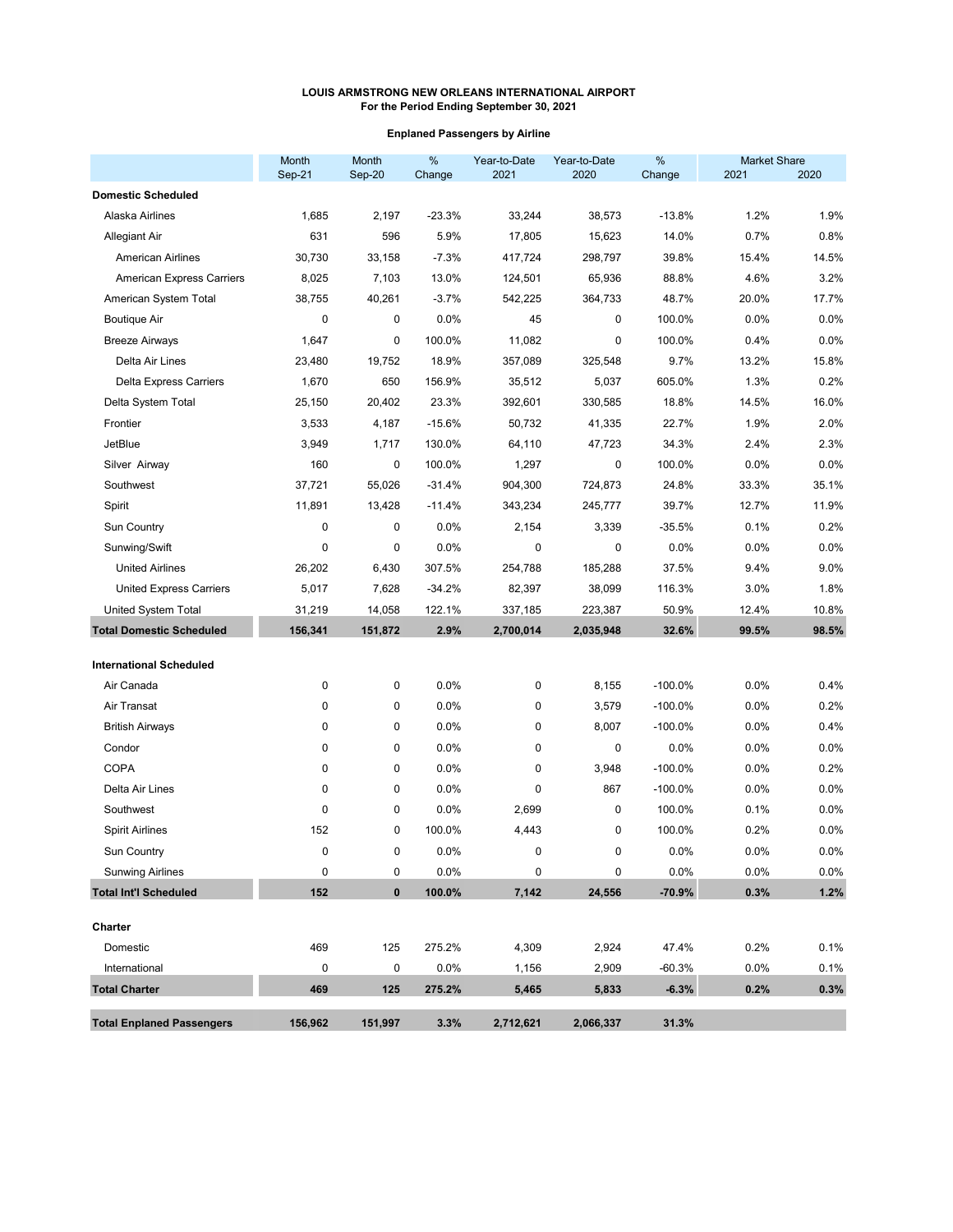**LOUIS ARMSTRONG NEW ORLEANS INTERNATIONAL AIRPORT**
**For the Period Ending September 30, 2021**

**Enplaned Passengers by Airline**

| | Month Sep-21 | Month Sep-20 | % Change | Year-to-Date 2021 | Year-to-Date 2020 | % Change | Market Share 2021 | Market Share 2020 |
|---|---|---|---|---|---|---|---|---|
| **Domestic Scheduled** | | | | | | | | |
| Alaska Airlines | 1,685 | 2,197 | -23.3% | 33,244 | 38,573 | -13.8% | 1.2% | 1.9% |
| Allegiant Air | 631 | 596 | 5.9% | 17,805 | 15,623 | 14.0% | 0.7% | 0.8% |
| American Airlines | 30,730 | 33,158 | -7.3% | 417,724 | 298,797 | 39.8% | 15.4% | 14.5% |
| American Express Carriers | 8,025 | 7,103 | 13.0% | 124,501 | 65,936 | 88.8% | 4.6% | 3.2% |
| American System Total | 38,755 | 40,261 | -3.7% | 542,225 | 364,733 | 48.7% | 20.0% | 17.7% |
| Boutique Air | 0 | 0 | 0.0% | 45 | 0 | 100.0% | 0.0% | 0.0% |
| Breeze Airways | 1,647 | 0 | 100.0% | 11,082 | 0 | 100.0% | 0.4% | 0.0% |
| Delta Air Lines | 23,480 | 19,752 | 18.9% | 357,089 | 325,548 | 9.7% | 13.2% | 15.8% |
| Delta Express Carriers | 1,670 | 650 | 156.9% | 35,512 | 5,037 | 605.0% | 1.3% | 0.2% |
| Delta System Total | 25,150 | 20,402 | 23.3% | 392,601 | 330,585 | 18.8% | 14.5% | 16.0% |
| Frontier | 3,533 | 4,187 | -15.6% | 50,732 | 41,335 | 22.7% | 1.9% | 2.0% |
| JetBlue | 3,949 | 1,717 | 130.0% | 64,110 | 47,723 | 34.3% | 2.4% | 2.3% |
| Silver Airway | 160 | 0 | 100.0% | 1,297 | 0 | 100.0% | 0.0% | 0.0% |
| Southwest | 37,721 | 55,026 | -31.4% | 904,300 | 724,873 | 24.8% | 33.3% | 35.1% |
| Spirit | 11,891 | 13,428 | -11.4% | 343,234 | 245,777 | 39.7% | 12.7% | 11.9% |
| Sun Country | 0 | 0 | 0.0% | 2,154 | 3,339 | -35.5% | 0.1% | 0.2% |
| Sunwing/Swift | 0 | 0 | 0.0% | 0 | 0 | 0.0% | 0.0% | 0.0% |
| United Airlines | 26,202 | 6,430 | 307.5% | 254,788 | 185,288 | 37.5% | 9.4% | 9.0% |
| United Express Carriers | 5,017 | 7,628 | -34.2% | 82,397 | 38,099 | 116.3% | 3.0% | 1.8% |
| United System Total | 31,219 | 14,058 | 122.1% | 337,185 | 223,387 | 50.9% | 12.4% | 10.8% |
| **Total Domestic Scheduled** | **156,341** | **151,872** | **2.9%** | **2,700,014** | **2,035,948** | **32.6%** | **99.5%** | **98.5%** |
| **International Scheduled** | | | | | | | | |
| Air Canada | 0 | 0 | 0.0% | 0 | 8,155 | -100.0% | 0.0% | 0.4% |
| Air Transat | 0 | 0 | 0.0% | 0 | 3,579 | -100.0% | 0.0% | 0.2% |
| British Airways | 0 | 0 | 0.0% | 0 | 8,007 | -100.0% | 0.0% | 0.4% |
| Condor | 0 | 0 | 0.0% | 0 | 0 | 0.0% | 0.0% | 0.0% |
| COPA | 0 | 0 | 0.0% | 0 | 3,948 | -100.0% | 0.0% | 0.2% |
| Delta Air Lines | 0 | 0 | 0.0% | 0 | 867 | -100.0% | 0.0% | 0.0% |
| Southwest | 0 | 0 | 0.0% | 2,699 | 0 | 100.0% | 0.1% | 0.0% |
| Spirit Airlines | 152 | 0 | 100.0% | 4,443 | 0 | 100.0% | 0.2% | 0.0% |
| Sun Country | 0 | 0 | 0.0% | 0 | 0 | 0.0% | 0.0% | 0.0% |
| Sunwing Airlines | 0 | 0 | 0.0% | 0 | 0 | 0.0% | 0.0% | 0.0% |
| **Total Int'l Scheduled** | **152** | **0** | **100.0%** | **7,142** | **24,556** | **-70.9%** | **0.3%** | **1.2%** |
| **Charter** | | | | | | | | |
| Domestic | 469 | 125 | 275.2% | 4,309 | 2,924 | 47.4% | 0.2% | 0.1% |
| International | 0 | 0 | 0.0% | 1,156 | 2,909 | -60.3% | 0.0% | 0.1% |
| **Total Charter** | **469** | **125** | **275.2%** | **5,465** | **5,833** | **-6.3%** | **0.2%** | **0.3%** |
| **Total Enplaned Passengers** | **156,962** | **151,997** | **3.3%** | **2,712,621** | **2,066,337** | **31.3%** | | |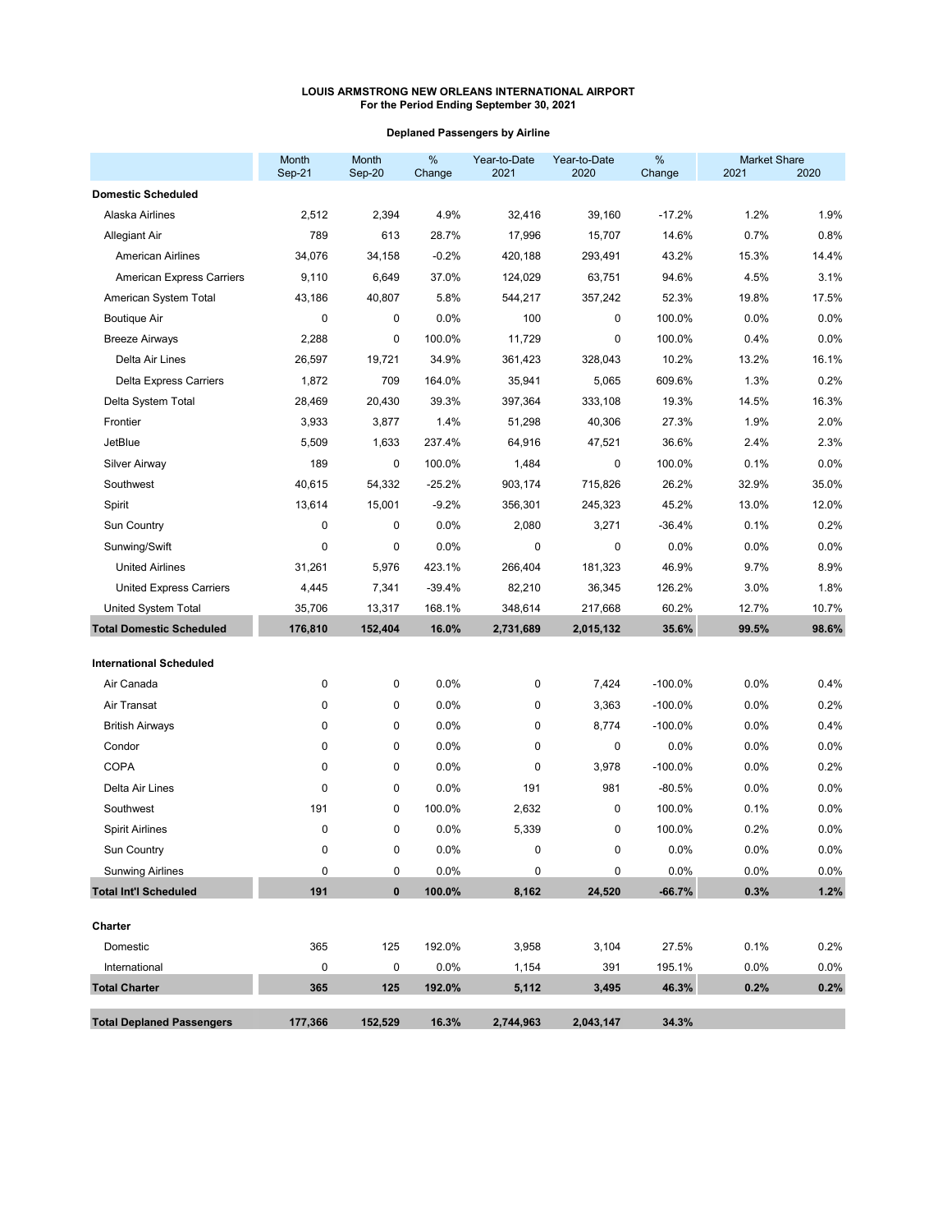# LOUIS ARMSTRONG NEW ORLEANS INTERNATIONAL AIRPORT
## For the Period Ending September 30, 2021

### Deplaned Passengers by Airline

| | Month Sep-21 | Month Sep-20 | % Change | Year-to-Date 2021 | Year-to-Date 2020 | % Change | Market Share 2021 | Market Share 2020 |
|---|---|---|---|---|---|---|---|---|
| **Domestic Scheduled** | | | | | | | | |
| Alaska Airlines | 2,512 | 2,394 | 4.9% | 32,416 | 39,160 | -17.2% | 1.2% | 1.9% |
| Allegiant Air | 789 | 613 | 28.7% | 17,996 | 15,707 | 14.6% | 0.7% | 0.8% |
| American Airlines | 34,076 | 34,158 | -0.2% | 420,188 | 293,491 | 43.2% | 15.3% | 14.4% |
| American Express Carriers | 9,110 | 6,649 | 37.0% | 124,029 | 63,751 | 94.6% | 4.5% | 3.1% |
| American System Total | 43,186 | 40,807 | 5.8% | 544,217 | 357,242 | 52.3% | 19.8% | 17.5% |
| Boutique Air | 0 | 0 | 0.0% | 100 | 0 | 100.0% | 0.0% | 0.0% |
| Breeze Airways | 2,288 | 0 | 100.0% | 11,729 | 0 | 100.0% | 0.4% | 0.0% |
| Delta Air Lines | 26,597 | 19,721 | 34.9% | 361,423 | 328,043 | 10.2% | 13.2% | 16.1% |
| Delta Express Carriers | 1,872 | 709 | 164.0% | 35,941 | 5,065 | 609.6% | 1.3% | 0.2% |
| Delta System Total | 28,469 | 20,430 | 39.3% | 397,364 | 333,108 | 19.3% | 14.5% | 16.3% |
| Frontier | 3,933 | 3,877 | 1.4% | 51,298 | 40,306 | 27.3% | 1.9% | 2.0% |
| JetBlue | 5,509 | 1,633 | 237.4% | 64,916 | 47,521 | 36.6% | 2.4% | 2.3% |
| Silver Airway | 189 | 0 | 100.0% | 1,484 | 0 | 100.0% | 0.1% | 0.0% |
| Southwest | 40,615 | 54,332 | -25.2% | 903,174 | 715,826 | 26.2% | 32.9% | 35.0% |
| Spirit | 13,614 | 15,001 | -9.2% | 356,301 | 245,323 | 45.2% | 13.0% | 12.0% |
| Sun Country | 0 | 0 | 0.0% | 2,080 | 3,271 | -36.4% | 0.1% | 0.2% |
| Sunwing/Swift | 0 | 0 | 0.0% | 0 | 0 | 0.0% | 0.0% | 0.0% |
| United Airlines | 31,261 | 5,976 | 423.1% | 266,404 | 181,323 | 46.9% | 9.7% | 8.9% |
| United Express Carriers | 4,445 | 7,341 | -39.4% | 82,210 | 36,345 | 126.2% | 3.0% | 1.8% |
| United System Total | 35,706 | 13,317 | 168.1% | 348,614 | 217,668 | 60.2% | 12.7% | 10.7% |
| **Total Domestic Scheduled** | **176,810** | **152,404** | **16.0%** | **2,731,689** | **2,015,132** | **35.6%** | **99.5%** | **98.6%** |
| **International Scheduled** | | | | | | | | |
| Air Canada | 0 | 0 | 0.0% | 0 | 7,424 | -100.0% | 0.0% | 0.4% |
| Air Transat | 0 | 0 | 0.0% | 0 | 3,363 | -100.0% | 0.0% | 0.2% |
| British Airways | 0 | 0 | 0.0% | 0 | 8,774 | -100.0% | 0.0% | 0.4% |
| Condor | 0 | 0 | 0.0% | 0 | 0 | 0.0% | 0.0% | 0.0% |
| COPA | 0 | 0 | 0.0% | 0 | 3,978 | -100.0% | 0.0% | 0.2% |
| Delta Air Lines | 0 | 0 | 0.0% | 191 | 981 | -80.5% | 0.0% | 0.0% |
| Southwest | 191 | 0 | 100.0% | 2,632 | 0 | 100.0% | 0.1% | 0.0% |
| Spirit Airlines | 0 | 0 | 0.0% | 5,339 | 0 | 100.0% | 0.2% | 0.0% |
| Sun Country | 0 | 0 | 0.0% | 0 | 0 | 0.0% | 0.0% | 0.0% |
| Sunwing Airlines | 0 | 0 | 0.0% | 0 | 0 | 0.0% | 0.0% | 0.0% |
| **Total Int'l Scheduled** | **191** | **0** | **100.0%** | **8,162** | **24,520** | **-66.7%** | **0.3%** | **1.2%** |
| **Charter** | | | | | | | | |
| Domestic | 365 | 125 | 192.0% | 3,958 | 3,104 | 27.5% | 0.1% | 0.2% |
| International | 0 | 0 | 0.0% | 1,154 | 391 | 195.1% | 0.0% | 0.0% |
| **Total Charter** | **365** | **125** | **192.0%** | **5,112** | **3,495** | **46.3%** | **0.2%** | **0.2%** |
| **Total Deplaned Passengers** | **177,366** | **152,529** | **16.3%** | **2,744,963** | **2,043,147** | **34.3%** | | |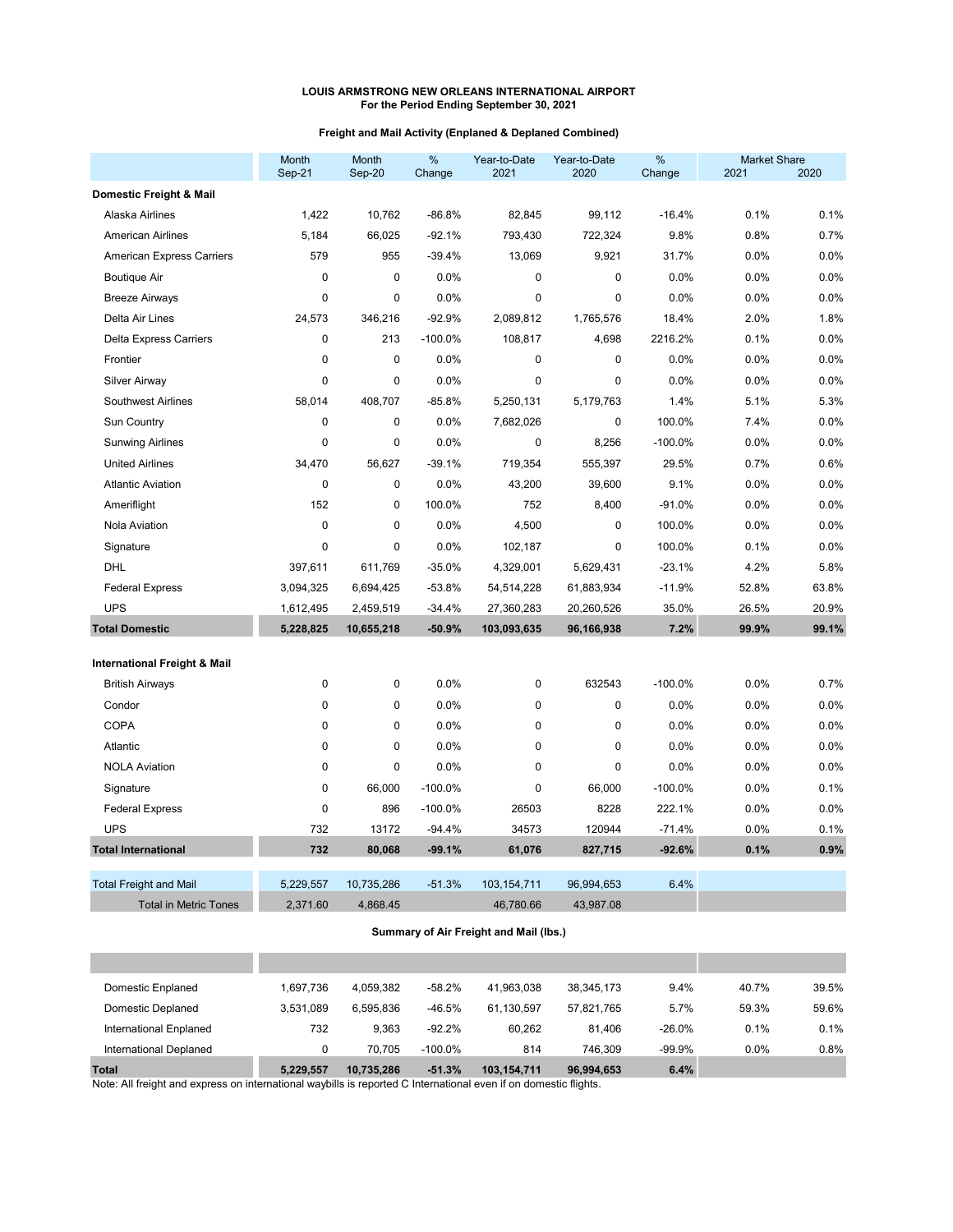**LOUIS ARMSTRONG NEW ORLEANS INTERNATIONAL AIRPORT**
**For the Period Ending September 30, 2021**

**Freight and Mail Activity (Enplaned & Deplaned Combined)**

| | Month Sep-21 | Month Sep-20 | % Change | Year-to-Date 2021 | Year-to-Date 2020 | % Change | Market Share 2021 | Market Share 2020 |
|---|---|---|---|---|---|---|---|---|
| **Domestic Freight & Mail** | | | | | | | | |
| Alaska Airlines | 1,422 | 10,762 | -86.8% | 82,845 | 99,112 | -16.4% | 0.1% | 0.1% |
| American Airlines | 5,184 | 66,025 | -92.1% | 793,430 | 722,324 | 9.8% | 0.8% | 0.7% |
| American Express Carriers | 579 | 955 | -39.4% | 13,069 | 9,921 | 31.7% | 0.0% | 0.0% |
| Boutique Air | 0 | 0 | 0.0% | 0 | 0 | 0.0% | 0.0% | 0.0% |
| Breeze Airways | 0 | 0 | 0.0% | 0 | 0 | 0.0% | 0.0% | 0.0% |
| Delta Air Lines | 24,573 | 346,216 | -92.9% | 2,089,812 | 1,765,576 | 18.4% | 2.0% | 1.8% |
| Delta Express Carriers | 0 | 213 | -100.0% | 108,817 | 4,698 | 2216.2% | 0.1% | 0.0% |
| Frontier | 0 | 0 | 0.0% | 0 | 0 | 0.0% | 0.0% | 0.0% |
| Silver Airway | 0 | 0 | 0.0% | 0 | 0 | 0.0% | 0.0% | 0.0% |
| Southwest Airlines | 58,014 | 408,707 | -85.8% | 5,250,131 | 5,179,763 | 1.4% | 5.1% | 5.3% |
| Sun Country | 0 | 0 | 0.0% | 7,682,026 | 0 | 100.0% | 7.4% | 0.0% |
| Sunwing Airlines | 0 | 0 | 0.0% | 0 | 8,256 | -100.0% | 0.0% | 0.0% |
| United Airlines | 34,470 | 56,627 | -39.1% | 719,354 | 555,397 | 29.5% | 0.7% | 0.6% |
| Atlantic Aviation | 0 | 0 | 0.0% | 43,200 | 39,600 | 9.1% | 0.0% | 0.0% |
| Ameriflight | 152 | 0 | 100.0% | 752 | 8,400 | -91.0% | 0.0% | 0.0% |
| Nola Aviation | 0 | 0 | 0.0% | 4,500 | 0 | 100.0% | 0.0% | 0.0% |
| Signature | 0 | 0 | 0.0% | 102,187 | 0 | 100.0% | 0.1% | 0.0% |
| DHL | 397,611 | 611,769 | -35.0% | 4,329,001 | 5,629,431 | -23.1% | 4.2% | 5.8% |
| Federal Express | 3,094,325 | 6,694,425 | -53.8% | 54,514,228 | 61,883,934 | -11.9% | 52.8% | 63.8% |
| UPS | 1,612,495 | 2,459,519 | -34.4% | 27,360,283 | 20,260,526 | 35.0% | 26.5% | 20.9% |
| **Total Domestic** | **5,228,825** | **10,655,218** | **-50.9%** | **103,093,635** | **96,166,938** | **7.2%** | **99.9%** | **99.1%** |
| **International Freight & Mail** | | | | | | | | |
| British Airways | 0 | 0 | 0.0% | 0 | 632543 | -100.0% | 0.0% | 0.7% |
| Condor | 0 | 0 | 0.0% | 0 | 0 | 0.0% | 0.0% | 0.0% |
| COPA | 0 | 0 | 0.0% | 0 | 0 | 0.0% | 0.0% | 0.0% |
| Atlantic | 0 | 0 | 0.0% | 0 | 0 | 0.0% | 0.0% | 0.0% |
| NOLA Aviation | 0 | 0 | 0.0% | 0 | 0 | 0.0% | 0.0% | 0.0% |
| Signature | 0 | 66,000 | -100.0% | 0 | 66,000 | -100.0% | 0.0% | 0.1% |
| Federal Express | 0 | 896 | -100.0% | 26503 | 8228 | 222.1% | 0.0% | 0.0% |
| UPS | 732 | 13172 | -94.4% | 34573 | 120944 | -71.4% | 0.0% | 0.1% |
| **Total International** | **732** | **80,068** | **-99.1%** | **61,076** | **827,715** | **-92.6%** | **0.1%** | **0.9%** |
| Total Freight and Mail | 5,229,557 | 10,735,286 | -51.3% | 103,154,711 | 96,994,653 | 6.4% | | |
| Total in Metric Tones | 2,371.60 | 4,868.45 | | 46,780.66 | 43,987.08 | | | |

**Summary of Air Freight and Mail (lbs.)**

| | | | | | | | | |
|---|---|---|---|---|---|---|---|---|
| Domestic Enplaned | 1,697,736 | 4,059,382 | -58.2% | 41,963,038 | 38,345,173 | 9.4% | 40.7% | 39.5% |
| Domestic Deplaned | 3,531,089 | 6,595,836 | -46.5% | 61,130,597 | 57,821,765 | 5.7% | 59.3% | 59.6% |
| International Enplaned | 732 | 9,363 | -92.2% | 60,262 | 81,406 | -26.0% | 0.1% | 0.1% |
| International Deplaned | 0 | 70,705 | -100.0% | 814 | 746,309 | -99.9% | 0.0% | 0.8% |
| **Total** | **5,229,557** | **10,735,286** | **-51.3%** | **103,154,711** | **96,994,653** | **6.4%** | | |

Note: All freight and express on international waybills is reported C International even if on domestic flights.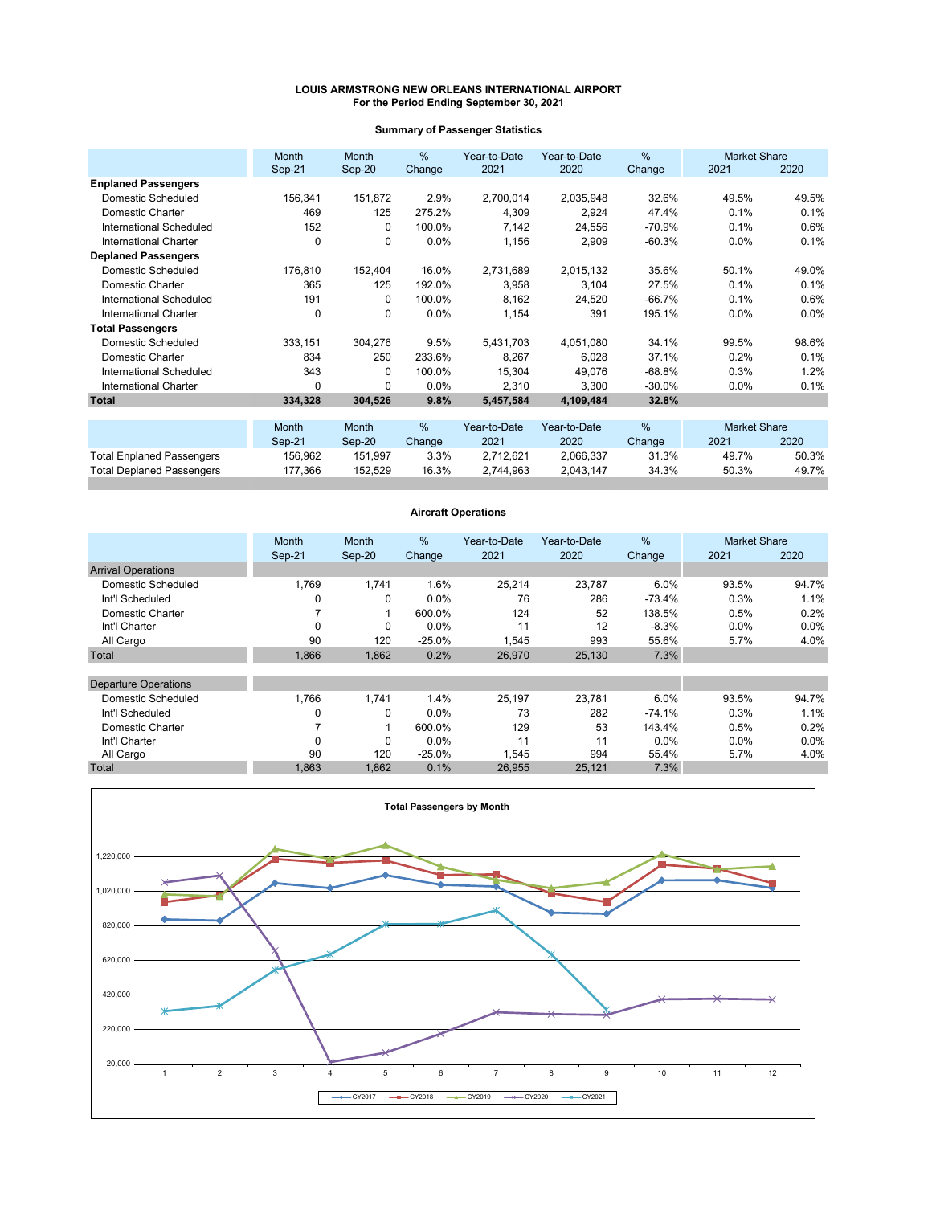**LOUIS ARMSTRONG NEW ORLEANS INTERNATIONAL AIRPORT**
**For the Period Ending September 30, 2021**

**Summary of Passenger Statistics**

| | Month Sep-21 | Month Sep-20 | % Change | Year-to-Date 2021 | Year-to-Date 2020 | % Change | Market Share 2021 | Market Share 2020 |
|---|---|---|---|---|---|---|---|---|
| **Enplaned Passengers** | | | | | | | | |
| Domestic Scheduled | 156,341 | 151,872 | 2.9% | 2,700,014 | 2,035,948 | 32.6% | 49.5% | 49.5% |
| Domestic Charter | 469 | 125 | 275.2% | 4,309 | 2,924 | 47.4% | 0.1% | 0.1% |
| International Scheduled | 152 | 0 | 100.0% | 7,142 | 24,556 | -70.9% | 0.1% | 0.6% |
| International Charter | 0 | 0 | 0.0% | 1,156 | 2,909 | -60.3% | 0.0% | 0.1% |
| **Deplaned Passengers** | | | | | | | | |
| Domestic Scheduled | 176,810 | 152,404 | 16.0% | 2,731,689 | 2,015,132 | 35.6% | 50.1% | 49.0% |
| Domestic Charter | 365 | 125 | 192.0% | 3,958 | 3,104 | 27.5% | 0.1% | 0.1% |
| International Scheduled | 191 | 0 | 100.0% | 8,162 | 24,520 | -66.7% | 0.1% | 0.6% |
| International Charter | 0 | 0 | 0.0% | 1,154 | 391 | 195.1% | 0.0% | 0.0% |
| **Total Passengers** | | | | | | | | |
| Domestic Scheduled | 333,151 | 304,276 | 9.5% | 5,431,703 | 4,051,080 | 34.1% | 99.5% | 98.6% |
| Domestic Charter | 834 | 250 | 233.6% | 8,267 | 6,028 | 37.1% | 0.2% | 0.1% |
| International Scheduled | 343 | 0 | 100.0% | 15,304 | 49,076 | -68.8% | 0.3% | 1.2% |
| International Charter | 0 | 0 | 0.0% | 2,310 | 3,300 | -30.0% | 0.0% | 0.1% |
| **Total** | **334,328** | **304,526** | **9.8%** | **5,457,584** | **4,109,484** | **32.8%** | | |

| | Month Sep-21 | Month Sep-20 | % Change | Year-to-Date 2021 | Year-to-Date 2020 | % Change | Market Share 2021 | Market Share 2020 |
|---|---|---|---|---|---|---|---|---|
| Total Enplaned Passengers | 156,962 | 151,997 | 3.3% | 2,712,621 | 2,066,337 | 31.3% | 49.7% | 50.3% |
| Total Deplaned Passengers | 177,366 | 152,529 | 16.3% | 2,744,963 | 2,043,147 | 34.3% | 50.3% | 49.7% |

**Aircraft Operations**

| | Month Sep-21 | Month Sep-20 | % Change | Year-to-Date 2021 | Year-to-Date 2020 | % Change | Market Share 2021 | Market Share 2020 |
|---|---|---|---|---|---|---|---|---|
| Arrival Operations | | | | | | | | |
| Domestic Scheduled | 1,769 | 1,741 | 1.6% | 25,214 | 23,787 | 6.0% | 93.5% | 94.7% |
| Int'l Scheduled | 0 | 0 | 0.0% | 76 | 286 | -73.4% | 0.3% | 1.1% |
| Domestic Charter | 7 | 1 | 600.0% | 124 | 52 | 138.5% | 0.5% | 0.2% |
| Int'l Charter | 0 | 0 | 0.0% | 11 | 12 | -8.3% | 0.0% | 0.0% |
| All Cargo | 90 | 120 | -25.0% | 1,545 | 993 | 55.6% | 5.7% | 4.0% |
| Total | 1,866 | 1,862 | 0.2% | 26,970 | 25,130 | 7.3% | | |
| Departure Operations | | | | | | | | |
| Domestic Scheduled | 1,766 | 1,741 | 1.4% | 25,197 | 23,781 | 6.0% | 93.5% | 94.7% |
| Int'l Scheduled | 0 | 0 | 0.0% | 73 | 282 | -74.1% | 0.3% | 1.1% |
| Domestic Charter | 7 | 1 | 600.0% | 129 | 53 | 143.4% | 0.5% | 0.2% |
| Int'l Charter | 0 | 0 | 0.0% | 11 | 11 | 0.0% | 0.0% | 0.0% |
| All Cargo | 90 | 120 | -25.0% | 1,545 | 994 | 55.4% | 5.7% | 4.0% |
| Total | 1,863 | 1,862 | 0.1% | 26,955 | 25,121 | 7.3% | | |

**Total Passengers by Month**

1,220,000
1,020,000
820,000
620,000
420,000
220,000
20,000

1 2 3 4 5 6 7 8 9 10 11 12

CY2017 CY2018 CY2019 CY2020 CY2021